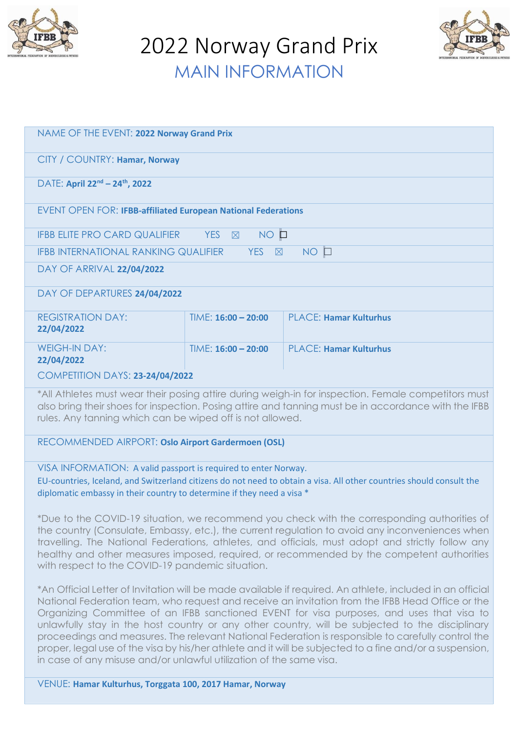# 2022 Norway Grand Prix

## MAIN INFORMATION

NAME OF THE EVENT: **2022 Norway Grand Prix**

CITY / COUNTRY: **Hamar, Norway**

DATE: **April 22nd – 24th, 2022**

EVENT OPEN FOR: **IFBB-affiliated European National Federations**

IFBB ELITE PRO CARD QUALIFIER YES ☒ NO ☐

IFBB INTERNATIONAL RANKING QUALIFIER YES ☒ NO ☐

DAY OF ARRIVAL **22/04/2022**

DAY OF DEPARTURES **24/04/2022**

| | | |
|---|---|---|
| REGISTRATION DAY: **22/04/2022** | TIME: **16:00 – 20:00** | PLACE: **Hamar Kulturhus** |
| WEIGH-IN DAY: **22/04/2022** | TIME: **16:00 – 20:00** | PLACE: **Hamar Kulturhus** |

COMPETITION DAYS: **23-24/04/2022**

*All Athletes must wear their posing attire during weigh-in for inspection. Female competitors must also bring their shoes for inspection. Posing attire and tanning must be in accordance with the IFBB rules. Any tanning which can be wiped off is not allowed.

RECOMMENDED AIRPORT: **Oslo Airport Gardermoen (OSL)**

VISA INFORMATION: A valid passport is required to enter Norway.
EU-countries, Iceland, and Switzerland citizens do not need to obtain a visa. All other countries should consult the diplomatic embassy in their country to determine if they need a visa *

*Due to the COVID-19 situation, we recommend you check with the corresponding authorities of the country (Consulate, Embassy, etc.), the current regulation to avoid any inconveniences when travelling. The National Federations, athletes, and officials, must adopt and strictly follow any healthy and other measures imposed, required, or recommended by the competent authorities with respect to the COVID-19 pandemic situation.

*An Official Letter of Invitation will be made available if required. An athlete, included in an official National Federation team, who request and receive an invitation from the IFBB Head Office or the Organizing Committee of an IFBB sanctioned EVENT for visa purposes, and uses that visa to unlawfully stay in the host country or any other country, will be subjected to the disciplinary proceedings and measures. The relevant National Federation is responsible to carefully control the proper, legal use of the visa by his/her athlete and it will be subjected to a fine and/or a suspension, in case of any misuse and/or unlawful utilization of the same visa.

VENUE: **Hamar Kulturhus, Torggata 100, 2017 Hamar, Norway**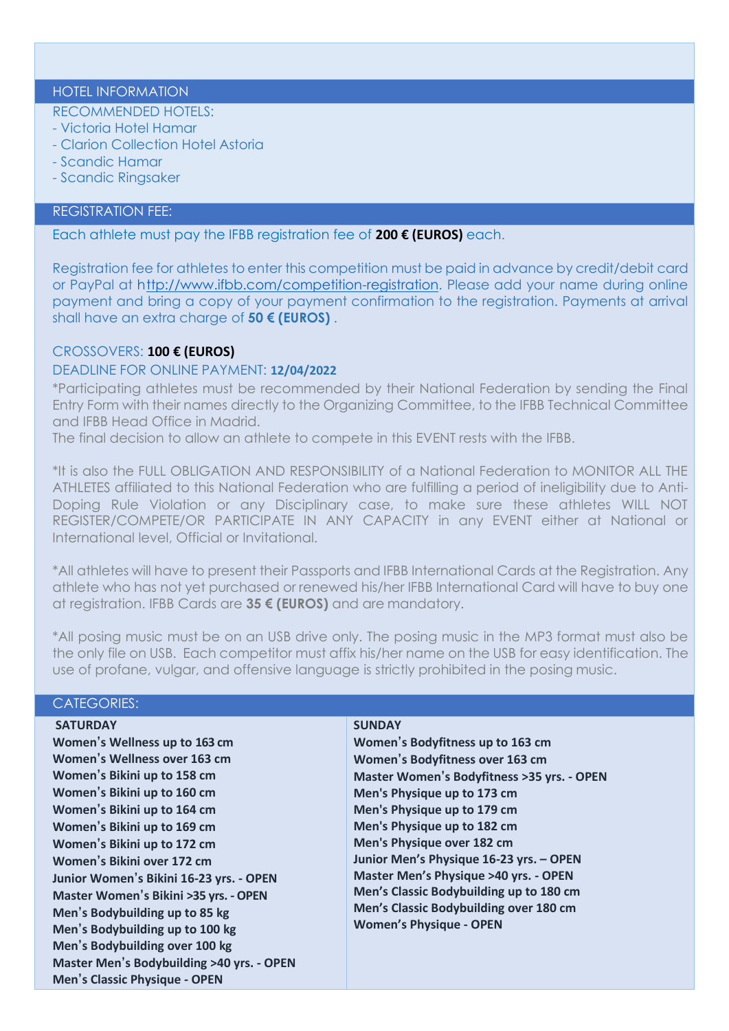## HOTEL INFORMATION

RECOMMENDED HOTELS:

- Victoria Hotel Hamar
- Clarion Collection Hotel Astoria
- Scandic Hamar
- Scandic Ringsaker

## REGISTRATION FEE:

Each athlete must pay the IFBB registration fee of **200 € (EUROS)** each.

Registration fee for athletes to enter this competition must be paid in advance by credit/debit card or PayPal at http://www.ifbb.com/competition-registration. Please add your name during online payment and bring a copy of your payment confirmation to the registration. Payments at arrival shall have an extra charge of **50 € (EUROS)** .

CROSSOVERS: **100 € (EUROS)**

DEADLINE FOR ONLINE PAYMENT: **12/04/2022**

*Participating athletes must be recommended by their National Federation by sending the Final Entry Form with their names directly to the Organizing Committee, to the IFBB Technical Committee and IFBB Head Office in Madrid.

The final decision to allow an athlete to compete in this EVENT rests with the IFBB.

*It is also the FULL OBLIGATION AND RESPONSIBILITY of a National Federation to MONITOR ALL THE ATHLETES affiliated to this National Federation who are fulfilling a period of ineligibility due to Anti-Doping Rule Violation or any Disciplinary case, to make sure these athletes WILL NOT REGISTER/COMPETE/OR PARTICIPATE IN ANY CAPACITY in any EVENT either at National or International level, Official or Invitational.

*All athletes will have to present their Passports and IFBB International Cards at the Registration. Any athlete who has not yet purchased or renewed his/her IFBB International Card will have to buy one at registration. IFBB Cards are **35 € (EUROS)** and are mandatory.

*All posing music must be on an USB drive only. The posing music in the MP3 format must also be the only file on USB. Each competitor must affix his/her name on the USB for easy identification. The use of profane, vulgar, and offensive language is strictly prohibited in the posing music.

## CATEGORIES:

**SATURDAY**

**Women's Wellness up to 163 cm**
**Women's Wellness over 163 cm**
**Women's Bikini up to 158 cm**
**Women's Bikini up to 160 cm**
**Women's Bikini up to 164 cm**
**Women's Bikini up to 169 cm**
**Women's Bikini up to 172 cm**
**Women's Bikini over 172 cm**
**Junior Women's Bikini 16-23 yrs. - OPEN**
**Master Women's Bikini >35 yrs. - OPEN**
**Men's Bodybuilding up to 85 kg**
**Men's Bodybuilding up to 100 kg**
**Men's Bodybuilding over 100 kg**
**Master Men's Bodybuilding >40 yrs. - OPEN**
**Men's Classic Physique - OPEN**

**SUNDAY**

**Women's Bodyfitness up to 163 cm**
**Women's Bodyfitness over 163 cm**
**Master Women's Bodyfitness >35 yrs. - OPEN**
**Men's Physique up to 173 cm**
**Men's Physique up to 179 cm**
**Men's Physique up to 182 cm**
**Men's Physique over 182 cm**
**Junior Men's Physique 16-23 yrs. – OPEN**
**Master Men's Physique >40 yrs. - OPEN**
**Men's Classic Bodybuilding up to 180 cm**
**Men's Classic Bodybuilding over 180 cm**
**Women's Physique - OPEN**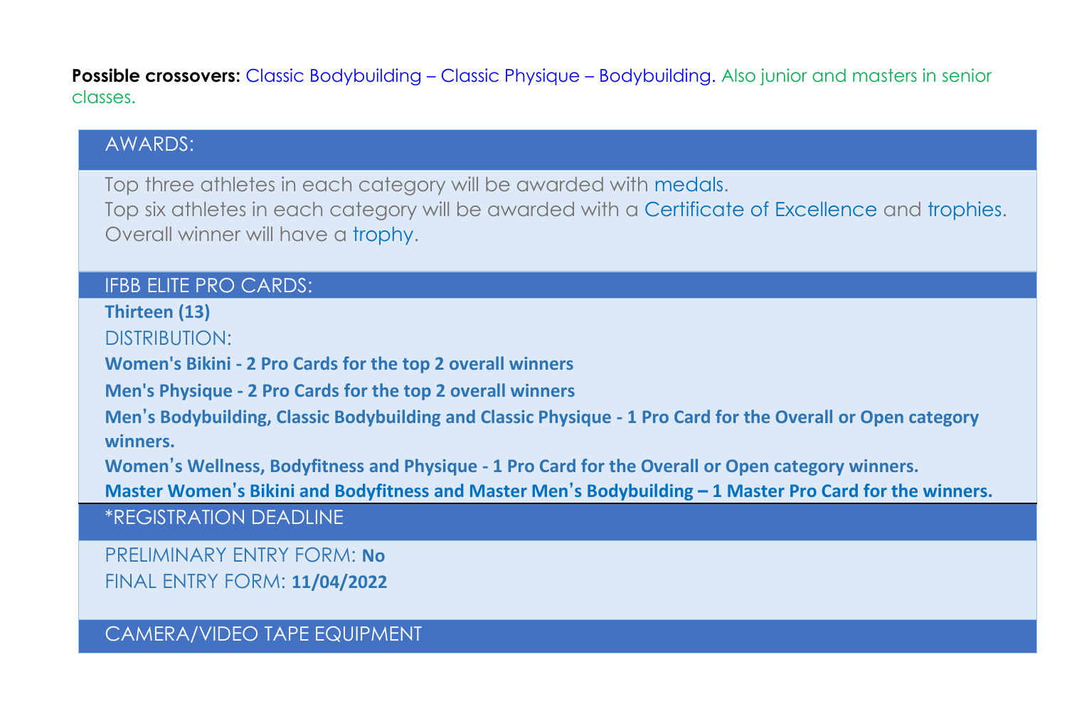**Possible crossovers:** Classic Bodybuilding – Classic Physique – Bodybuilding. Also junior and masters in senior classes.

## AWARDS:

Top three athletes in each category will be awarded with medals.
Top six athletes in each category will be awarded with a Certificate of Excellence and trophies.
Overall winner will have a trophy.

## IFBB ELITE PRO CARDS:

**Thirteen (13)**

DISTRIBUTION:

**Women's Bikini - 2 Pro Cards for the top 2 overall winners**

**Men's Physique - 2 Pro Cards for the top 2 overall winners**

**Men's Bodybuilding, Classic Bodybuilding and Classic Physique - 1 Pro Card for the Overall or Open category winners.**

**Women's Wellness, Bodyfitness and Physique - 1 Pro Card for the Overall or Open category winners.**

**Master Women's Bikini and Bodyfitness and Master Men's Bodybuilding – 1 Master Pro Card for the winners.**

## *REGISTRATION DEADLINE

PRELIMINARY ENTRY FORM: **No**
FINAL ENTRY FORM: **11/04/2022**

## CAMERA/VIDEO TAPE EQUIPMENT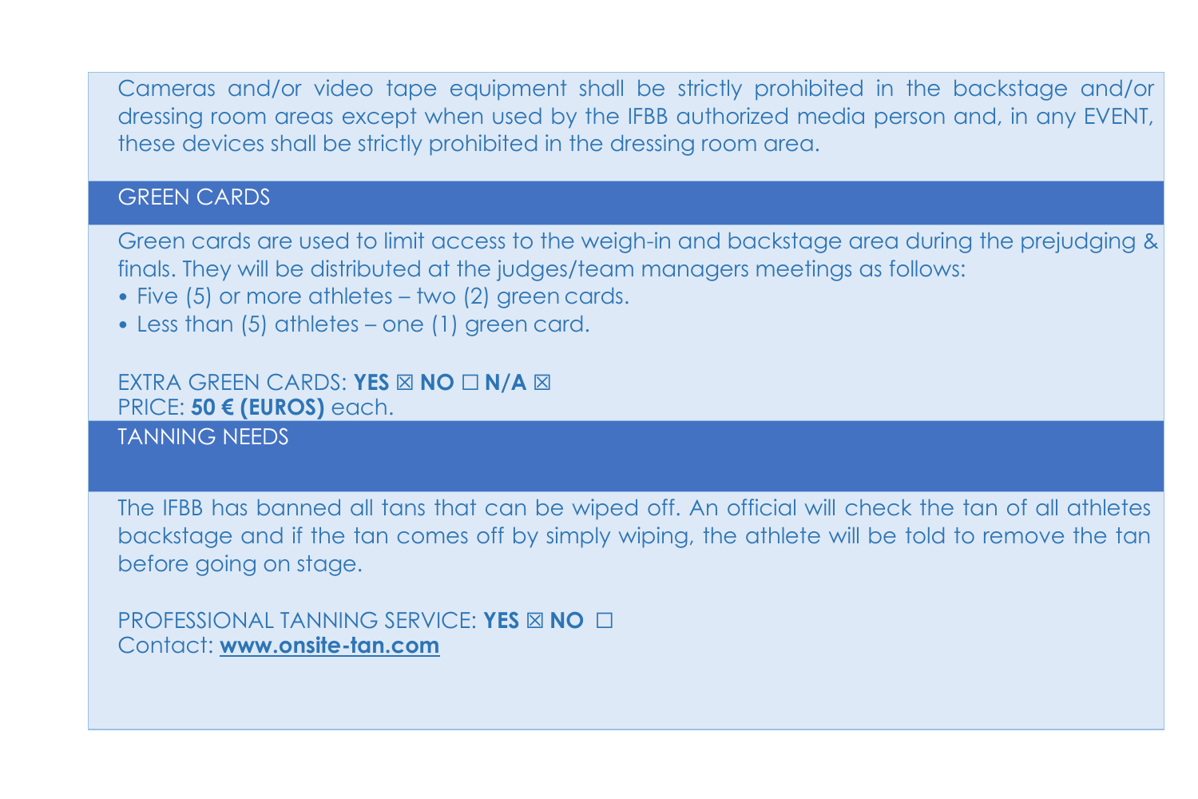Cameras and/or video tape equipment shall be strictly prohibited in the backstage and/or dressing room areas except when used by the IFBB authorized media person and, in any EVENT, these devices shall be strictly prohibited in the dressing room area.

## GREEN CARDS

Green cards are used to limit access to the weigh-in and backstage area during the prejudging & finals. They will be distributed at the judges/team managers meetings as follows:

- Five (5) or more athletes – two (2) green cards.
- Less than (5) athletes – one (1) green card.

EXTRA GREEN CARDS: **YES** ☒ **NO** ☐ **N/A** ☒
PRICE: **50 € (EUROS)** each.

## TANNING NEEDS

The IFBB has banned all tans that can be wiped off. An official will check the tan of all athletes backstage and if the tan comes off by simply wiping, the athlete will be told to remove the tan before going on stage.

PROFESSIONAL TANNING SERVICE: **YES** ☒ **NO** ☐
Contact: **www.onsite-tan.com**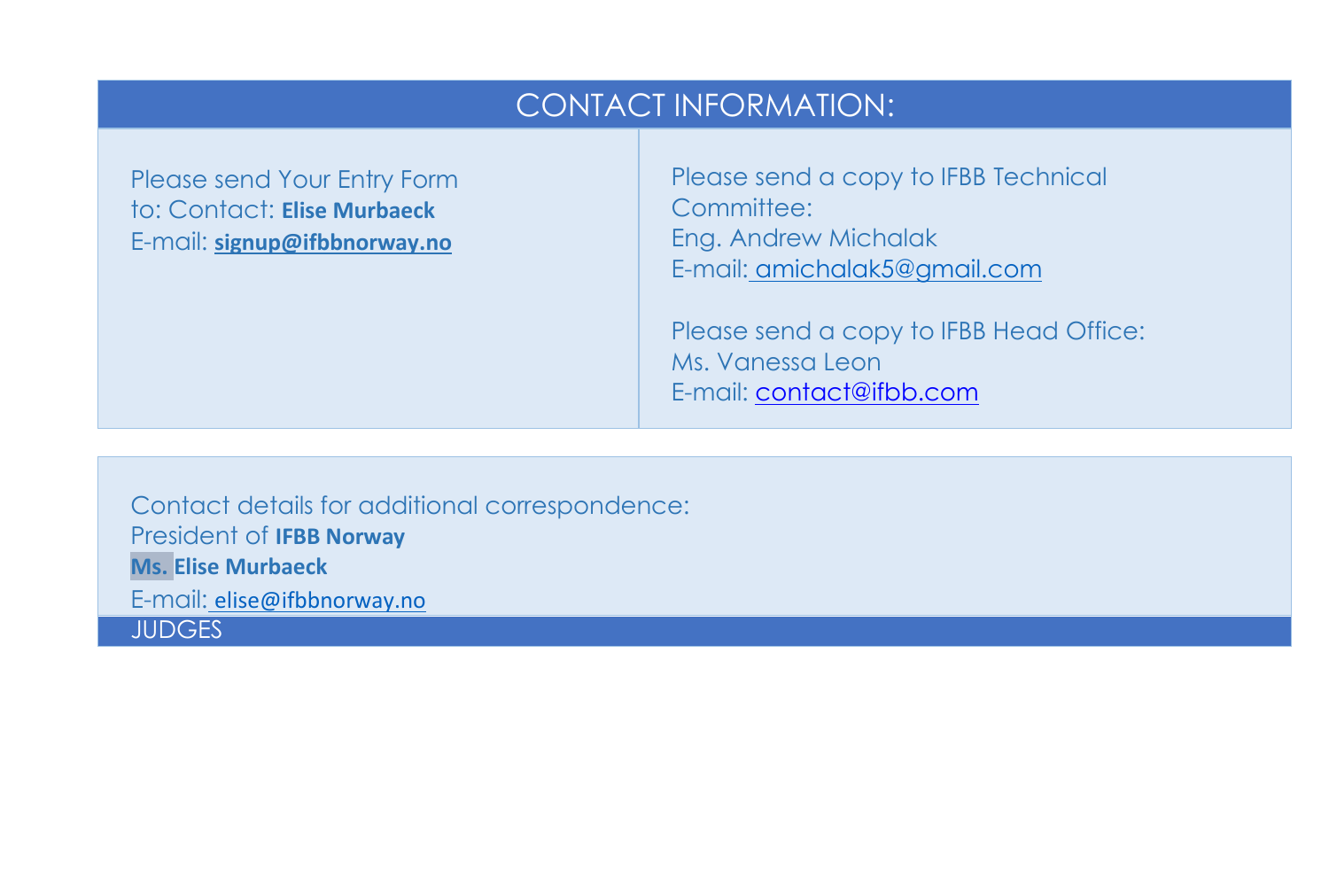## CONTACT INFORMATION:

| Please send Your Entry Form to: Contact: **Elise Murbaeck**<br>E-mail: **signup@ifbbnorway.no** | Please send a copy to IFBB Technical Committee:<br>Eng. Andrew Michalak<br>E-mail: amichalak5@gmail.com<br><br>Please send a copy to IFBB Head Office:<br>Ms. Vanessa Leon<br>E-mail: contact@ifbb.com |
| --- | --- |

Contact details for additional correspondence:
President of **IFBB Norway**
**Ms. Elise Murbaeck**
E-mail: elise@ifbbnorway.no

## JUDGES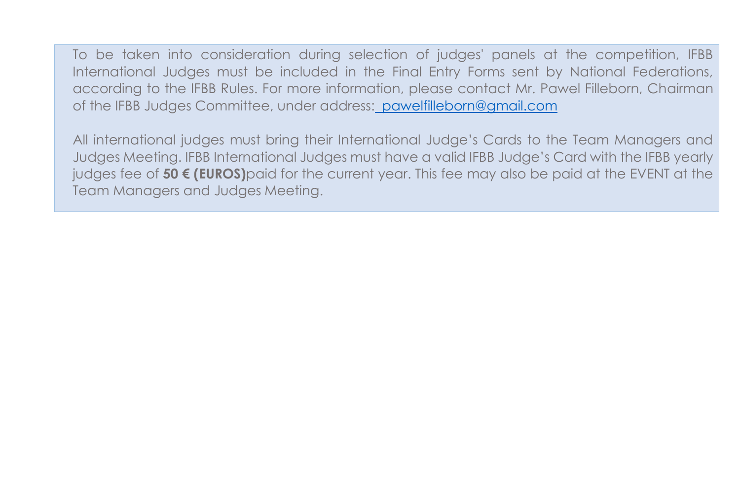To be taken into consideration during selection of judges' panels at the competition, IFBB International Judges must be included in the Final Entry Forms sent by National Federations, according to the IFBB Rules. For more information, please contact Mr. Pawel Filleborn, Chairman of the IFBB Judges Committee, under address: pawelfilleborn@gmail.com

All international judges must bring their International Judge's Cards to the Team Managers and Judges Meeting. IFBB International Judges must have a valid IFBB Judge's Card with the IFBB yearly judges fee of **50 € (EUROS)**paid for the current year. This fee may also be paid at the EVENT at the Team Managers and Judges Meeting.